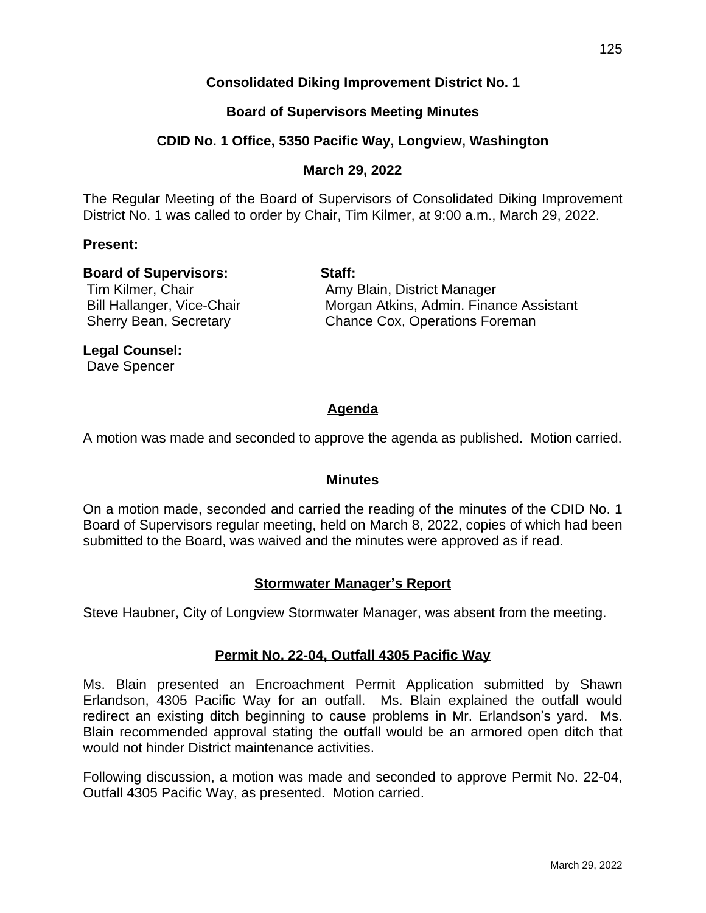# Consolidated Diking Improvement District No. 1

## Board of Supervisors Meeting Minutes

## CDID No. 1 Office, 5350 Pacific Way, Longview, Washington

## March 29, 2022

The Regular Meeting of the Board of Supervisors of Consolidated Diking Improvement District No. 1 was called to order by Chair, Tim Kilmer, at 9:00 a.m., March 29, 2022.

**Present:**

**Board of Supervisors:**
Tim Kilmer, Chair
Bill Hallanger, Vice-Chair
Sherry Bean, Secretary

**Staff:**
Amy Blain, District Manager
Morgan Atkins, Admin. Finance Assistant
Chance Cox, Operations Foreman

**Legal Counsel:**
Dave Spencer

### Agenda

A motion was made and seconded to approve the agenda as published. Motion carried.

### Minutes

On a motion made, seconded and carried the reading of the minutes of the CDID No. 1 Board of Supervisors regular meeting, held on March 8, 2022, copies of which had been submitted to the Board, was waived and the minutes were approved as if read.

### Stormwater Manager's Report

Steve Haubner, City of Longview Stormwater Manager, was absent from the meeting.

### Permit No. 22-04, Outfall 4305 Pacific Way

Ms. Blain presented an Encroachment Permit Application submitted by Shawn Erlandson, 4305 Pacific Way for an outfall. Ms. Blain explained the outfall would redirect an existing ditch beginning to cause problems in Mr. Erlandson's yard. Ms. Blain recommended approval stating the outfall would be an armored open ditch that would not hinder District maintenance activities.

Following discussion, a motion was made and seconded to approve Permit No. 22-04, Outfall 4305 Pacific Way, as presented. Motion carried.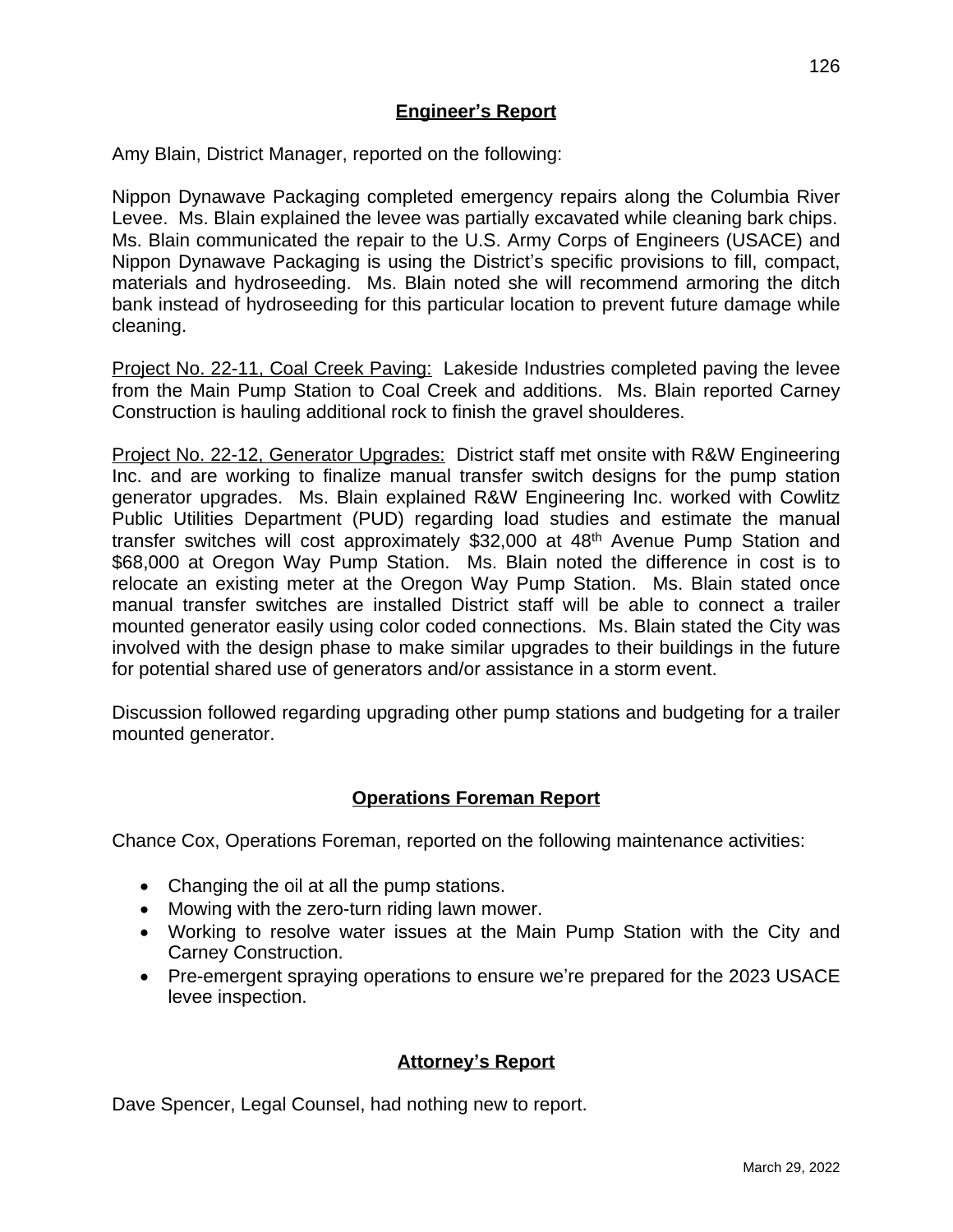## Engineer's Report

Amy Blain, District Manager, reported on the following:

Nippon Dynawave Packaging completed emergency repairs along the Columbia River Levee. Ms. Blain explained the levee was partially excavated while cleaning bark chips. Ms. Blain communicated the repair to the U.S. Army Corps of Engineers (USACE) and Nippon Dynawave Packaging is using the District's specific provisions to fill, compact, materials and hydroseeding. Ms. Blain noted she will recommend armoring the ditch bank instead of hydroseeding for this particular location to prevent future damage while cleaning.

Project No. 22-11, Coal Creek Paving: Lakeside Industries completed paving the levee from the Main Pump Station to Coal Creek and additions. Ms. Blain reported Carney Construction is hauling additional rock to finish the gravel shoulderes.

Project No. 22-12, Generator Upgrades: District staff met onsite with R&W Engineering Inc. and are working to finalize manual transfer switch designs for the pump station generator upgrades. Ms. Blain explained R&W Engineering Inc. worked with Cowlitz Public Utilities Department (PUD) regarding load studies and estimate the manual transfer switches will cost approximately $32,000 at 48th Avenue Pump Station and $68,000 at Oregon Way Pump Station. Ms. Blain noted the difference in cost is to relocate an existing meter at the Oregon Way Pump Station. Ms. Blain stated once manual transfer switches are installed District staff will be able to connect a trailer mounted generator easily using color coded connections. Ms. Blain stated the City was involved with the design phase to make similar upgrades to their buildings in the future for potential shared use of generators and/or assistance in a storm event.

Discussion followed regarding upgrading other pump stations and budgeting for a trailer mounted generator.

## Operations Foreman Report

Chance Cox, Operations Foreman, reported on the following maintenance activities:

- Changing the oil at all the pump stations.
- Mowing with the zero-turn riding lawn mower.
- Working to resolve water issues at the Main Pump Station with the City and Carney Construction.
- Pre-emergent spraying operations to ensure we're prepared for the 2023 USACE levee inspection.

## Attorney's Report

Dave Spencer, Legal Counsel, had nothing new to report.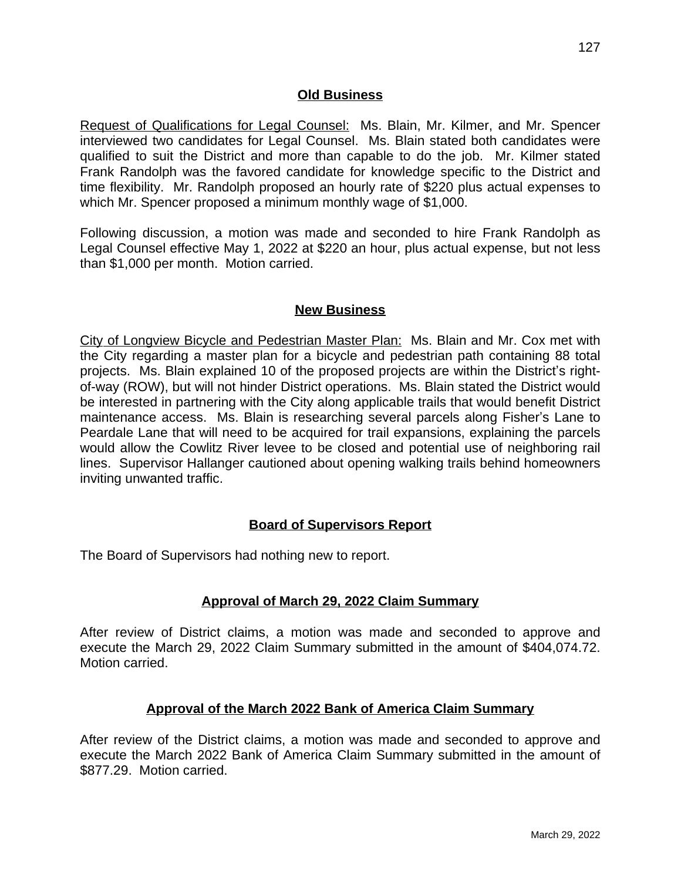## Old Business

Request of Qualifications for Legal Counsel: Ms. Blain, Mr. Kilmer, and Mr. Spencer interviewed two candidates for Legal Counsel. Ms. Blain stated both candidates were qualified to suit the District and more than capable to do the job. Mr. Kilmer stated Frank Randolph was the favored candidate for knowledge specific to the District and time flexibility. Mr. Randolph proposed an hourly rate of $220 plus actual expenses to which Mr. Spencer proposed a minimum monthly wage of $1,000.

Following discussion, a motion was made and seconded to hire Frank Randolph as Legal Counsel effective May 1, 2022 at $220 an hour, plus actual expense, but not less than $1,000 per month. Motion carried.

## New Business

City of Longview Bicycle and Pedestrian Master Plan: Ms. Blain and Mr. Cox met with the City regarding a master plan for a bicycle and pedestrian path containing 88 total projects. Ms. Blain explained 10 of the proposed projects are within the District's right-of-way (ROW), but will not hinder District operations. Ms. Blain stated the District would be interested in partnering with the City along applicable trails that would benefit District maintenance access. Ms. Blain is researching several parcels along Fisher's Lane to Peardale Lane that will need to be acquired for trail expansions, explaining the parcels would allow the Cowlitz River levee to be closed and potential use of neighboring rail lines. Supervisor Hallanger cautioned about opening walking trails behind homeowners inviting unwanted traffic.

## Board of Supervisors Report

The Board of Supervisors had nothing new to report.

## Approval of March 29, 2022 Claim Summary

After review of District claims, a motion was made and seconded to approve and execute the March 29, 2022 Claim Summary submitted in the amount of $404,074.72. Motion carried.

## Approval of the March 2022 Bank of America Claim Summary

After review of the District claims, a motion was made and seconded to approve and execute the March 2022 Bank of America Claim Summary submitted in the amount of $877.29. Motion carried.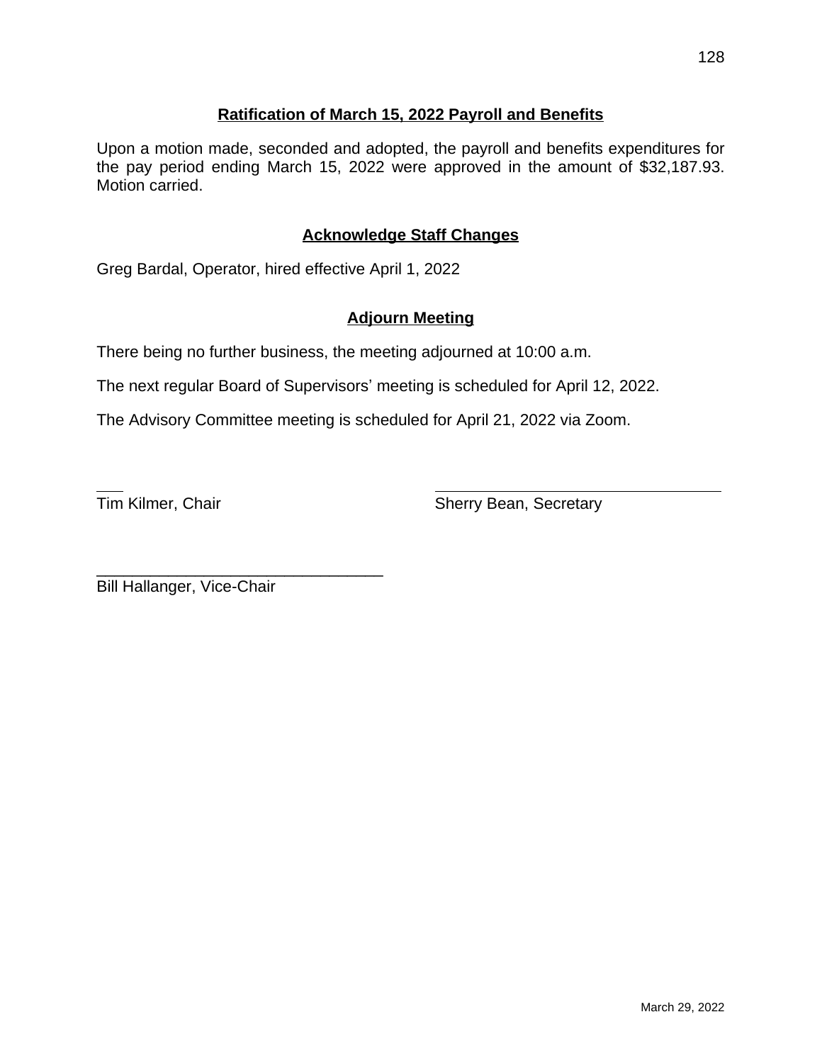## Ratification of March 15, 2022 Payroll and Benefits

Upon a motion made, seconded and adopted, the payroll and benefits expenditures for the pay period ending March 15, 2022 were approved in the amount of $32,187.93. Motion carried.

## Acknowledge Staff Changes

Greg Bardal, Operator, hired effective April 1, 2022

## Adjourn Meeting

There being no further business, the meeting adjourned at 10:00 a.m.

The next regular Board of Supervisors' meeting is scheduled for April 12, 2022.

The Advisory Committee meeting is scheduled for April 21, 2022 via Zoom.

___
Tim Kilmer, Chair

___________________________________
Sherry Bean, Secretary

_________________________________
Bill Hallanger, Vice-Chair

March 29, 2022